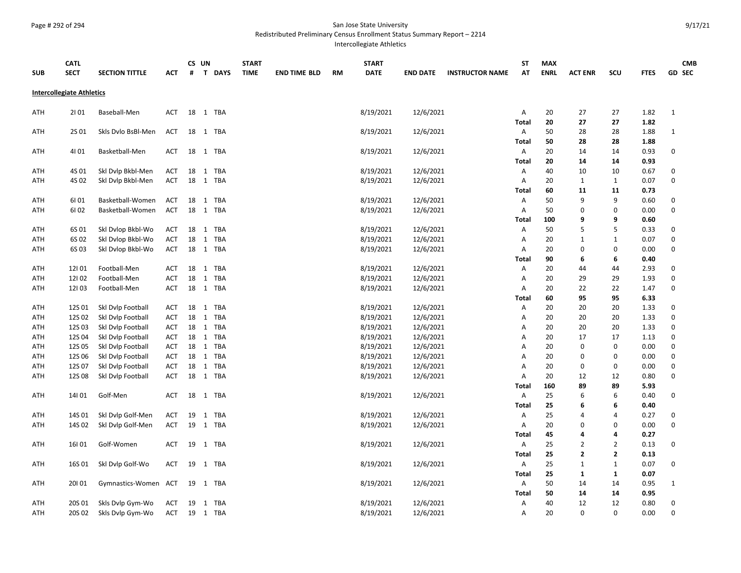San Jose State University

Redistributed Preliminary Census Enrollment Status Summary Report – 2214

Intercollegiate Athletics

| SUB | CATL SECT | SECTION TITTLE | ACT | CS # | UN T | DAYS | START TIME | END TIME | BLD | RM | START DATE | END DATE | INSTRUCTOR NAME | ST AT | MAX ENRL | ACT ENR | SCU | FTES | GD | CMB SEC |
|---|---|---|---|---|---|---|---|---|---|---|---|---|---|---|---|---|---|---|---|---|
| **Intercollegiate Athletics** | | | | | | | | | | | | | | | | | | | | |
| ATH | 2I 01 | Baseball-Men | ACT | 18 | 1 | TBA | | | | | 8/19/2021 | 12/6/2021 | | A | 20 | 27 | 27 | 1.82 | 1 | |
| | | | | | | | | | | | | | | **Total** | **20** | **27** | **27** | **1.82** | | |
| ATH | 2S 01 | Skls Dvlo BsBl-Men | ACT | 18 | 1 | TBA | | | | | 8/19/2021 | 12/6/2021 | | A | 50 | 28 | 28 | 1.88 | 1 | |
| | | | | | | | | | | | | | | **Total** | **50** | **28** | **28** | **1.88** | | |
| ATH | 4I 01 | Basketball-Men | ACT | 18 | 1 | TBA | | | | | 8/19/2021 | 12/6/2021 | | A | 20 | 14 | 14 | 0.93 | 0 | |
| | | | | | | | | | | | | | | **Total** | **20** | **14** | **14** | **0.93** | | |
| ATH | 4S 01 | Skl Dvlp Bkbl-Men | ACT | 18 | 1 | TBA | | | | | 8/19/2021 | 12/6/2021 | | A | 40 | 10 | 10 | 0.67 | 0 | |
| ATH | 4S 02 | Skl Dvlp Bkbl-Men | ACT | 18 | 1 | TBA | | | | | 8/19/2021 | 12/6/2021 | | A | 20 | 1 | 1 | 0.07 | 0 | |
| | | | | | | | | | | | | | | **Total** | **60** | **11** | **11** | **0.73** | | |
| ATH | 6I 01 | Basketball-Women | ACT | 18 | 1 | TBA | | | | | 8/19/2021 | 12/6/2021 | | A | 50 | 9 | 9 | 0.60 | 0 | |
| ATH | 6I 02 | Basketball-Women | ACT | 18 | 1 | TBA | | | | | 8/19/2021 | 12/6/2021 | | A | 50 | 0 | 0 | 0.00 | 0 | |
| | | | | | | | | | | | | | | **Total** | **100** | **9** | **9** | **0.60** | | |
| ATH | 6S 01 | Skl Dvlop Bkbl-Wo | ACT | 18 | 1 | TBA | | | | | 8/19/2021 | 12/6/2021 | | A | 50 | 5 | 5 | 0.33 | 0 | |
| ATH | 6S 02 | Skl Dvlop Bkbl-Wo | ACT | 18 | 1 | TBA | | | | | 8/19/2021 | 12/6/2021 | | A | 20 | 1 | 1 | 0.07 | 0 | |
| ATH | 6S 03 | Skl Dvlop Bkbl-Wo | ACT | 18 | 1 | TBA | | | | | 8/19/2021 | 12/6/2021 | | A | 20 | 0 | 0 | 0.00 | 0 | |
| | | | | | | | | | | | | | | **Total** | **90** | **6** | **6** | **0.40** | | |
| ATH | 12I 01 | Football-Men | ACT | 18 | 1 | TBA | | | | | 8/19/2021 | 12/6/2021 | | A | 20 | 44 | 44 | 2.93 | 0 | |
| ATH | 12I 02 | Football-Men | ACT | 18 | 1 | TBA | | | | | 8/19/2021 | 12/6/2021 | | A | 20 | 29 | 29 | 1.93 | 0 | |
| ATH | 12I 03 | Football-Men | ACT | 18 | 1 | TBA | | | | | 8/19/2021 | 12/6/2021 | | A | 20 | 22 | 22 | 1.47 | 0 | |
| | | | | | | | | | | | | | | **Total** | **60** | **95** | **95** | **6.33** | | |
| ATH | 12S 01 | Skl Dvlp Football | ACT | 18 | 1 | TBA | | | | | 8/19/2021 | 12/6/2021 | | A | 20 | 20 | 20 | 1.33 | 0 | |
| ATH | 12S 02 | Skl Dvlp Football | ACT | 18 | 1 | TBA | | | | | 8/19/2021 | 12/6/2021 | | A | 20 | 20 | 20 | 1.33 | 0 | |
| ATH | 12S 03 | Skl Dvlp Football | ACT | 18 | 1 | TBA | | | | | 8/19/2021 | 12/6/2021 | | A | 20 | 20 | 20 | 1.33 | 0 | |
| ATH | 12S 04 | Skl Dvlp Football | ACT | 18 | 1 | TBA | | | | | 8/19/2021 | 12/6/2021 | | A | 20 | 17 | 17 | 1.13 | 0 | |
| ATH | 12S 05 | Skl Dvlp Football | ACT | 18 | 1 | TBA | | | | | 8/19/2021 | 12/6/2021 | | A | 20 | 0 | 0 | 0.00 | 0 | |
| ATH | 12S 06 | Skl Dvlp Football | ACT | 18 | 1 | TBA | | | | | 8/19/2021 | 12/6/2021 | | A | 20 | 0 | 0 | 0.00 | 0 | |
| ATH | 12S 07 | Skl Dvlp Football | ACT | 18 | 1 | TBA | | | | | 8/19/2021 | 12/6/2021 | | A | 20 | 0 | 0 | 0.00 | 0 | |
| ATH | 12S 08 | Skl Dvlp Football | ACT | 18 | 1 | TBA | | | | | 8/19/2021 | 12/6/2021 | | A | 20 | 12 | 12 | 0.80 | 0 | |
| | | | | | | | | | | | | | | **Total** | **160** | **89** | **89** | **5.93** | | |
| ATH | 14I 01 | Golf-Men | ACT | 18 | 1 | TBA | | | | | 8/19/2021 | 12/6/2021 | | A | 25 | 6 | 6 | 0.40 | 0 | |
| | | | | | | | | | | | | | | **Total** | **25** | **6** | **6** | **0.40** | | |
| ATH | 14S 01 | Skl Dvlp Golf-Men | ACT | 19 | 1 | TBA | | | | | 8/19/2021 | 12/6/2021 | | A | 25 | 4 | 4 | 0.27 | 0 | |
| ATH | 14S 02 | Skl Dvlp Golf-Men | ACT | 19 | 1 | TBA | | | | | 8/19/2021 | 12/6/2021 | | A | 20 | 0 | 0 | 0.00 | 0 | |
| | | | | | | | | | | | | | | **Total** | **45** | **4** | **4** | **0.27** | | |
| ATH | 16I 01 | Golf-Women | ACT | 19 | 1 | TBA | | | | | 8/19/2021 | 12/6/2021 | | A | 25 | 2 | 2 | 0.13 | 0 | |
| | | | | | | | | | | | | | | **Total** | **25** | **2** | **2** | **0.13** | | |
| ATH | 16S 01 | Skl Dvlp Golf-Wo | ACT | 19 | 1 | TBA | | | | | 8/19/2021 | 12/6/2021 | | A | 25 | 1 | 1 | 0.07 | 0 | |
| | | | | | | | | | | | | | | **Total** | **25** | **1** | **1** | **0.07** | | |
| ATH | 20I 01 | Gymnastics-Women | ACT | 19 | 1 | TBA | | | | | 8/19/2021 | 12/6/2021 | | A | 50 | 14 | 14 | 0.95 | 1 | |
| | | | | | | | | | | | | | | **Total** | **50** | **14** | **14** | **0.95** | | |
| ATH | 20S 01 | Skls Dvlp Gym-Wo | ACT | 19 | 1 | TBA | | | | | 8/19/2021 | 12/6/2021 | | A | 40 | 12 | 12 | 0.80 | 0 | |
| ATH | 20S 02 | Skls Dvlp Gym-Wo | ACT | 19 | 1 | TBA | | | | | 8/19/2021 | 12/6/2021 | | A | 20 | 0 | 0 | 0.00 | 0 | |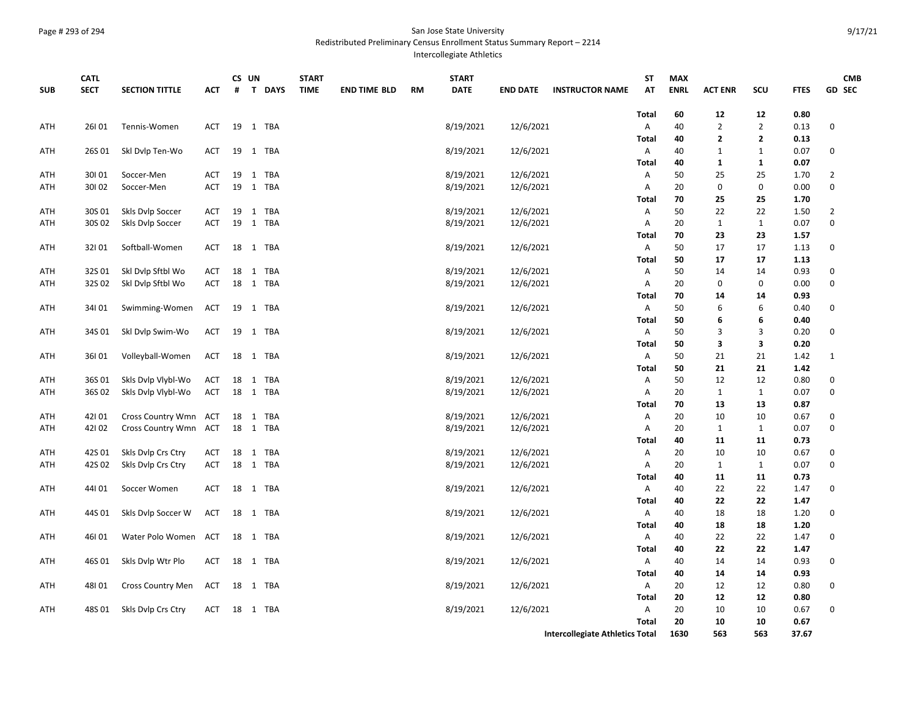San Jose State University
Redistributed Preliminary Census Enrollment Status Summary Report – 2214
Intercollegiate Athletics

| SUB | CATL SECT | SECTION TITTLE | ACT | CS # | UN T | DAYS | START TIME | END TIME | BLD | RM | START DATE | END DATE | INSTRUCTOR NAME | ST AT | MAX ENRL | ACT ENR | SCU | FTES | GD | CMB SEC |
|---|---|---|---|---|---|---|---|---|---|---|---|---|---|---|---|---|---|---|---|---|
| | | | | | | | | | | | | | | **Total** | **60** | **12** | **12** | **0.80** | | |
| ATH | 26I 01 | Tennis-Women | ACT | 19 | 1 | TBA | | | | | 8/19/2021 | 12/6/2021 | | A | 40 | 2 | 2 | 0.13 | 0 | |
| | | | | | | | | | | | | | | **Total** | **40** | **2** | **2** | **0.13** | | |
| ATH | 26S 01 | Skl Dvlp Ten-Wo | ACT | 19 | 1 | TBA | | | | | 8/19/2021 | 12/6/2021 | | A | 40 | 1 | 1 | 0.07 | 0 | |
| | | | | | | | | | | | | | | **Total** | **40** | **1** | **1** | **0.07** | | |
| ATH | 30I 01 | Soccer-Men | ACT | 19 | 1 | TBA | | | | | 8/19/2021 | 12/6/2021 | | A | 50 | 25 | 25 | 1.70 | 2 | |
| ATH | 30I 02 | Soccer-Men | ACT | 19 | 1 | TBA | | | | | 8/19/2021 | 12/6/2021 | | A | 20 | 0 | 0 | 0.00 | 0 | |
| | | | | | | | | | | | | | | **Total** | **70** | **25** | **25** | **1.70** | | |
| ATH | 30S 01 | Skls Dvlp Soccer | ACT | 19 | 1 | TBA | | | | | 8/19/2021 | 12/6/2021 | | A | 50 | 22 | 22 | 1.50 | 2 | |
| ATH | 30S 02 | Skls Dvlp Soccer | ACT | 19 | 1 | TBA | | | | | 8/19/2021 | 12/6/2021 | | A | 20 | 1 | 1 | 0.07 | 0 | |
| | | | | | | | | | | | | | | **Total** | **70** | **23** | **23** | **1.57** | | |
| ATH | 32I 01 | Softball-Women | ACT | 18 | 1 | TBA | | | | | 8/19/2021 | 12/6/2021 | | A | 50 | 17 | 17 | 1.13 | 0 | |
| | | | | | | | | | | | | | | **Total** | **50** | **17** | **17** | **1.13** | | |
| ATH | 32S 01 | Skl Dvlp Sftbl Wo | ACT | 18 | 1 | TBA | | | | | 8/19/2021 | 12/6/2021 | | A | 50 | 14 | 14 | 0.93 | 0 | |
| ATH | 32S 02 | Skl Dvlp Sftbl Wo | ACT | 18 | 1 | TBA | | | | | 8/19/2021 | 12/6/2021 | | A | 20 | 0 | 0 | 0.00 | 0 | |
| | | | | | | | | | | | | | | **Total** | **70** | **14** | **14** | **0.93** | | |
| ATH | 34I 01 | Swimming-Women | ACT | 19 | 1 | TBA | | | | | 8/19/2021 | 12/6/2021 | | A | 50 | 6 | 6 | 0.40 | 0 | |
| | | | | | | | | | | | | | | **Total** | **50** | **6** | **6** | **0.40** | | |
| ATH | 34S 01 | Skl Dvlp Swim-Wo | ACT | 19 | 1 | TBA | | | | | 8/19/2021 | 12/6/2021 | | A | 50 | 3 | 3 | 0.20 | 0 | |
| | | | | | | | | | | | | | | **Total** | **50** | **3** | **3** | **0.20** | | |
| ATH | 36I 01 | Volleyball-Women | ACT | 18 | 1 | TBA | | | | | 8/19/2021 | 12/6/2021 | | A | 50 | 21 | 21 | 1.42 | 1 | |
| | | | | | | | | | | | | | | **Total** | **50** | **21** | **21** | **1.42** | | |
| ATH | 36S 01 | Skls Dvlp Vlybl-Wo | ACT | 18 | 1 | TBA | | | | | 8/19/2021 | 12/6/2021 | | A | 50 | 12 | 12 | 0.80 | 0 | |
| ATH | 36S 02 | Skls Dvlp Vlybl-Wo | ACT | 18 | 1 | TBA | | | | | 8/19/2021 | 12/6/2021 | | A | 20 | 1 | 1 | 0.07 | 0 | |
| | | | | | | | | | | | | | | **Total** | **70** | **13** | **13** | **0.87** | | |
| ATH | 42I 01 | Cross Country Wmn | ACT | 18 | 1 | TBA | | | | | 8/19/2021 | 12/6/2021 | | A | 20 | 10 | 10 | 0.67 | 0 | |
| ATH | 42I 02 | Cross Country Wmn | ACT | 18 | 1 | TBA | | | | | 8/19/2021 | 12/6/2021 | | A | 20 | 1 | 1 | 0.07 | 0 | |
| | | | | | | | | | | | | | | **Total** | **40** | **11** | **11** | **0.73** | | |
| ATH | 42S 01 | Skls Dvlp Crs Ctry | ACT | 18 | 1 | TBA | | | | | 8/19/2021 | 12/6/2021 | | A | 20 | 10 | 10 | 0.67 | 0 | |
| ATH | 42S 02 | Skls Dvlp Crs Ctry | ACT | 18 | 1 | TBA | | | | | 8/19/2021 | 12/6/2021 | | A | 20 | 1 | 1 | 0.07 | 0 | |
| | | | | | | | | | | | | | | **Total** | **40** | **11** | **11** | **0.73** | | |
| ATH | 44I 01 | Soccer Women | ACT | 18 | 1 | TBA | | | | | 8/19/2021 | 12/6/2021 | | A | 40 | 22 | 22 | 1.47 | 0 | |
| | | | | | | | | | | | | | | **Total** | **40** | **22** | **22** | **1.47** | | |
| ATH | 44S 01 | Skls Dvlp Soccer W | ACT | 18 | 1 | TBA | | | | | 8/19/2021 | 12/6/2021 | | A | 40 | 18 | 18 | 1.20 | 0 | |
| | | | | | | | | | | | | | | **Total** | **40** | **18** | **18** | **1.20** | | |
| ATH | 46I 01 | Water Polo Women | ACT | 18 | 1 | TBA | | | | | 8/19/2021 | 12/6/2021 | | A | 40 | 22 | 22 | 1.47 | 0 | |
| | | | | | | | | | | | | | | **Total** | **40** | **22** | **22** | **1.47** | | |
| ATH | 46S 01 | Skls Dvlp Wtr Plo | ACT | 18 | 1 | TBA | | | | | 8/19/2021 | 12/6/2021 | | A | 40 | 14 | 14 | 0.93 | 0 | |
| | | | | | | | | | | | | | | **Total** | **40** | **14** | **14** | **0.93** | | |
| ATH | 48I 01 | Cross Country Men | ACT | 18 | 1 | TBA | | | | | 8/19/2021 | 12/6/2021 | | A | 20 | 12 | 12 | 0.80 | 0 | |
| | | | | | | | | | | | | | | **Total** | **20** | **12** | **12** | **0.80** | | |
| ATH | 48S 01 | Skls Dvlp Crs Ctry | ACT | 18 | 1 | TBA | | | | | 8/19/2021 | 12/6/2021 | | A | 20 | 10 | 10 | 0.67 | 0 | |
| | | | | | | | | | | | | | | **Total** | **20** | **10** | **10** | **0.67** | | |
| | | | | | | | | | | | | | **Intercollegiate Athletics Total** | | **1630** | **563** | **563** | **37.67** | | |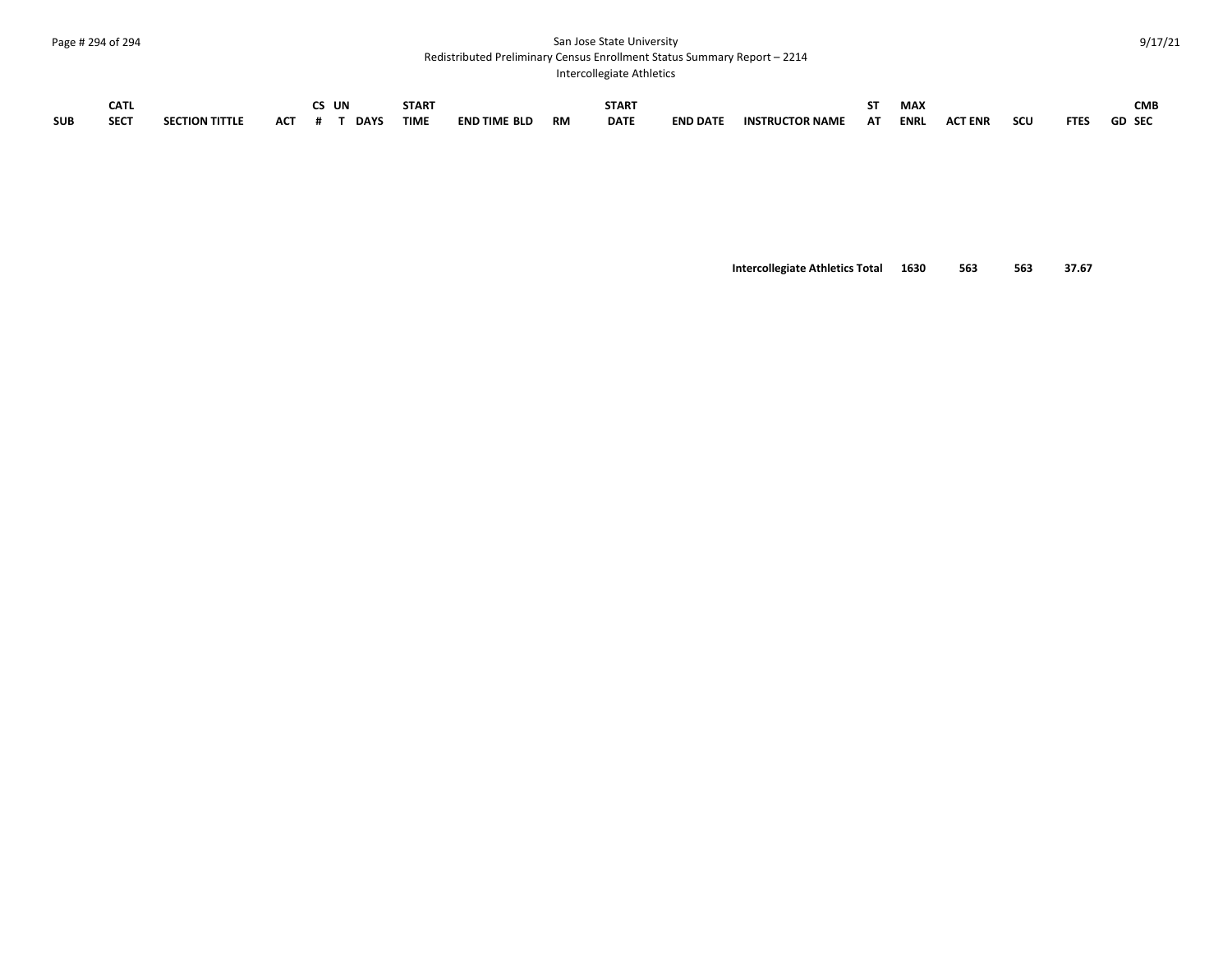| SUB | CATL SECT | SECTION TITTLE | ACT | CS # | UN T | DAYS | START TIME | END TIME | BLD | RM | START DATE | END DATE | INSTRUCTOR NAME | ST AT | MAX ENRL | ACT ENR | SCU | FTES | GD | CMB SEC |
|---|---|---|---|---|---|---|---|---|---|---|---|---|---|---|---|---|---|---|---|---|
| | | | | | | | | | | | | | **Intercollegiate Athletics Total** | | **1630** | **563** | **563** | **37.67** | | |